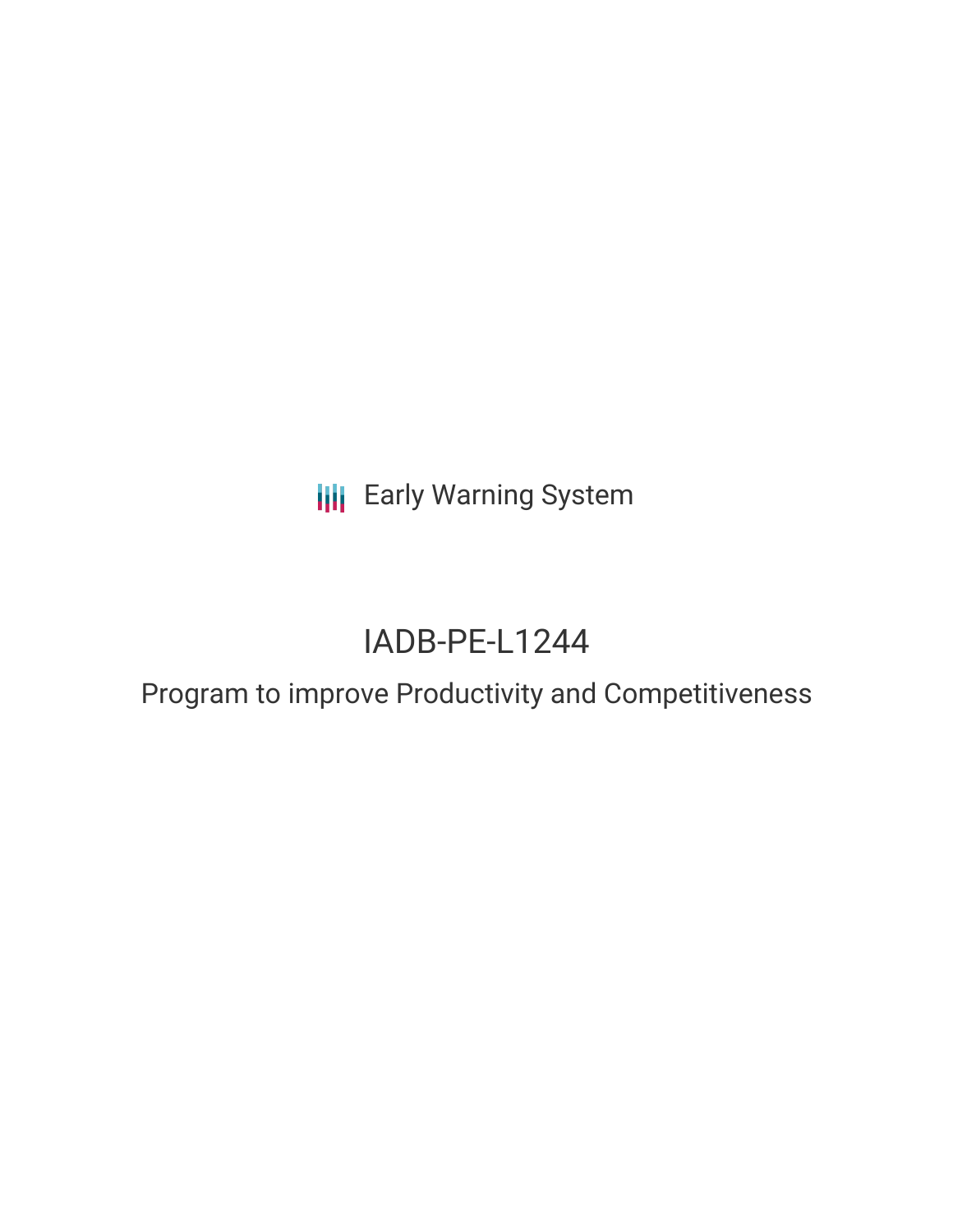Early Warning System

# IADB-PE-L1244

## Program to improve Productivity and Competitiveness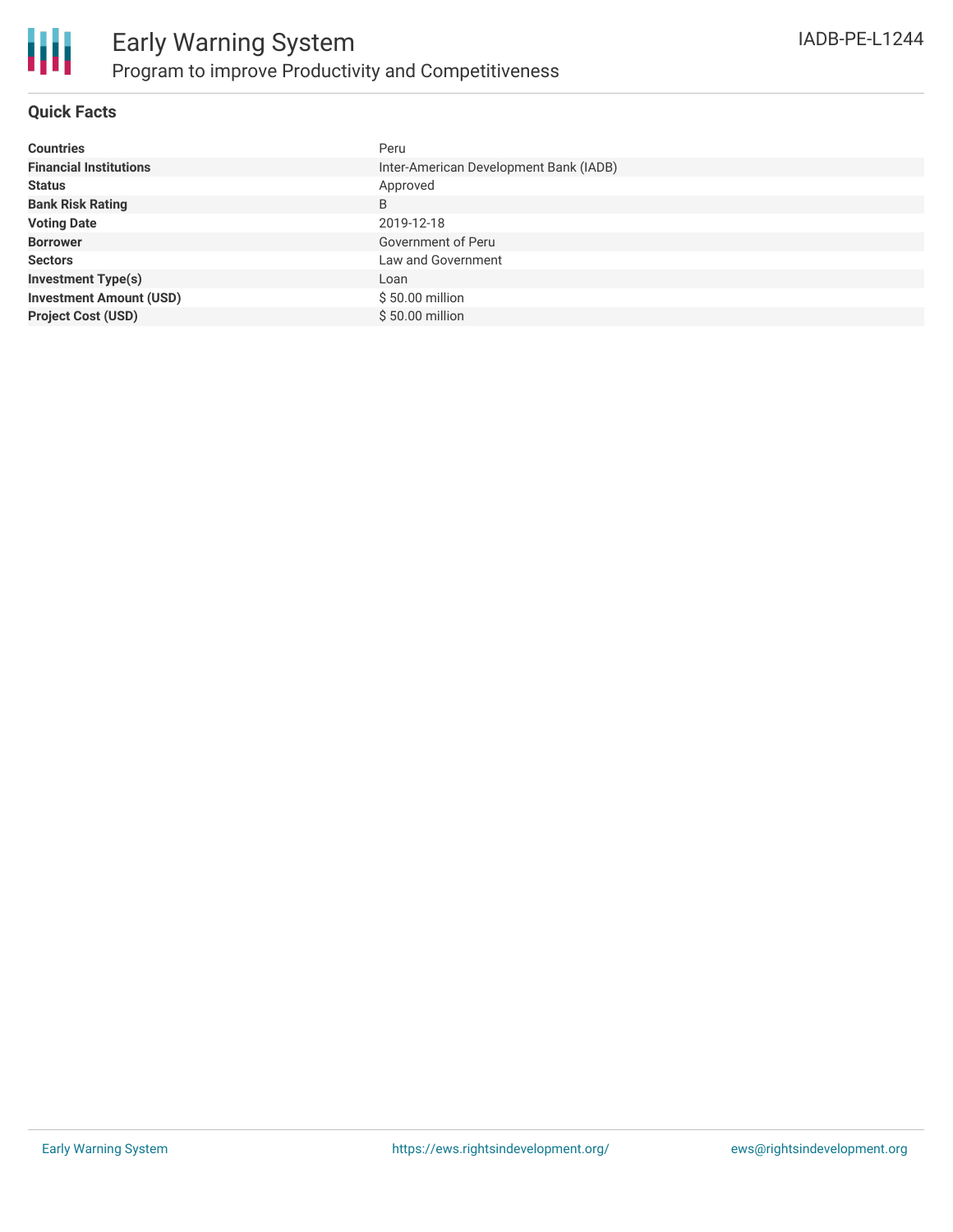# Early Warning System

## Program to improve Productivity and Competitiveness

IADB-PE-L1244

### Quick Facts

| | |
|---|---|
| **Countries** | Peru |
| **Financial Institutions** | Inter-American Development Bank (IADB) |
| **Status** | Approved |
| **Bank Risk Rating** | B |
| **Voting Date** | 2019-12-18 |
| **Borrower** | Government of Peru |
| **Sectors** | Law and Government |
| **Investment Type(s)** | Loan |
| **Investment Amount (USD)** | $ 50.00 million |
| **Project Cost (USD)** | $ 50.00 million |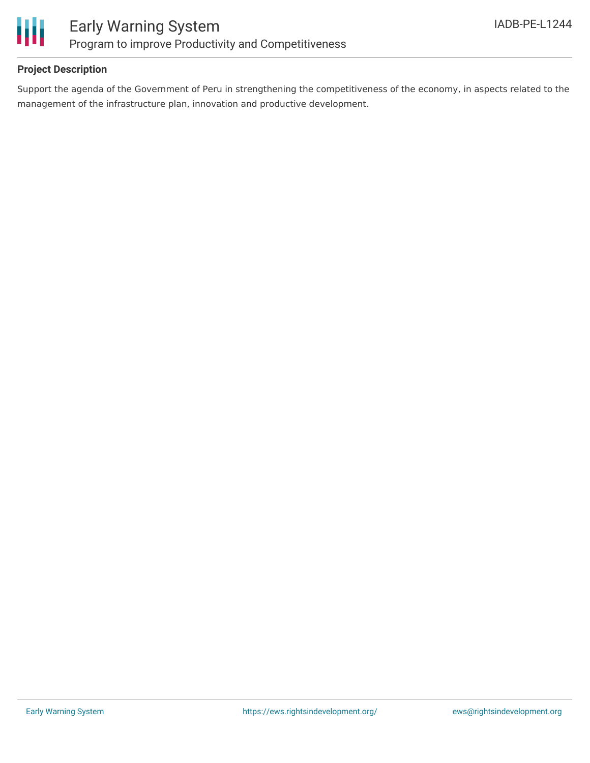## Project Description

Support the agenda of the Government of Peru in strengthening the competitiveness of the economy, in aspects related to the management of the infrastructure plan, innovation and productive development.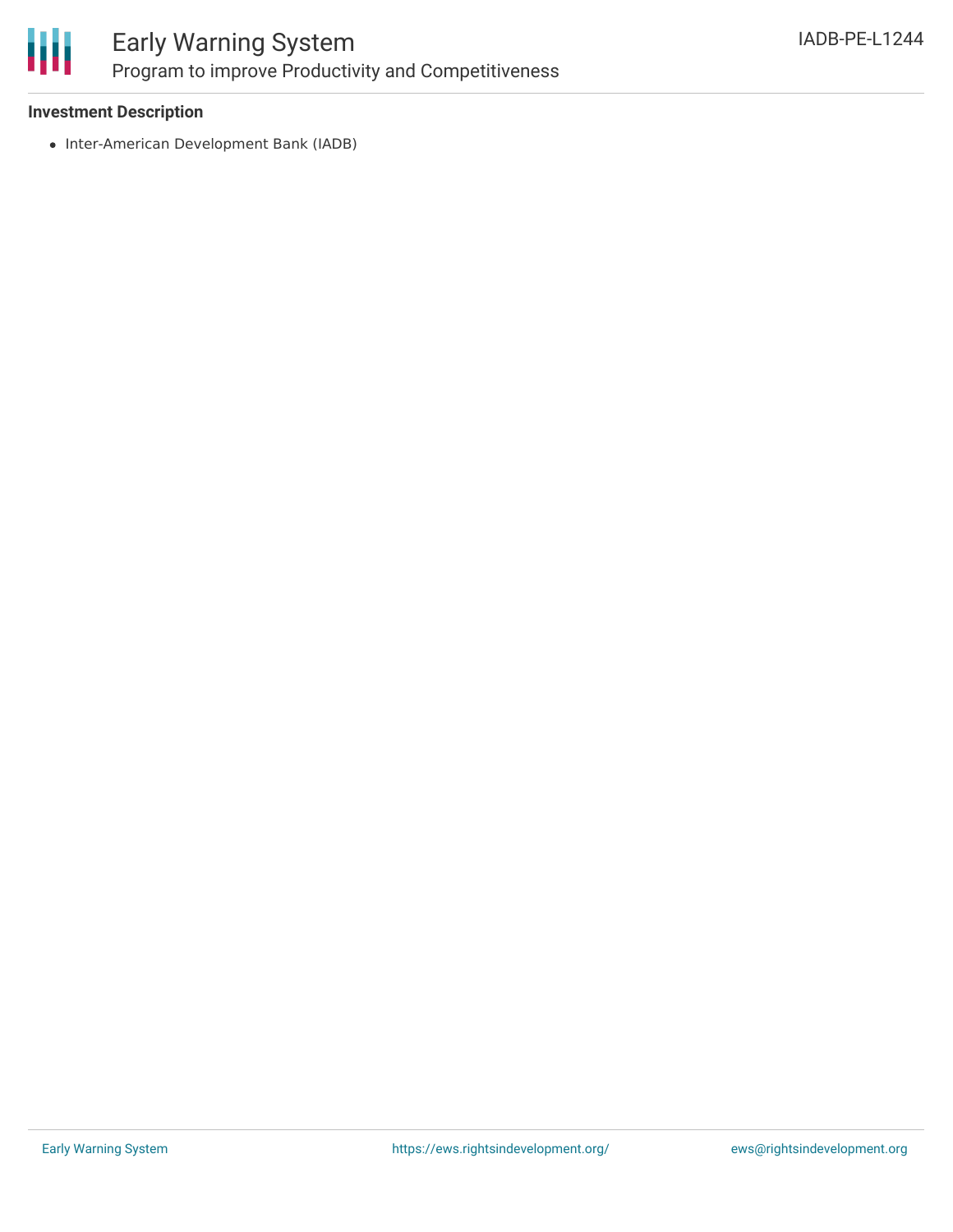### Investment Description

- Inter-American Development Bank (IADB)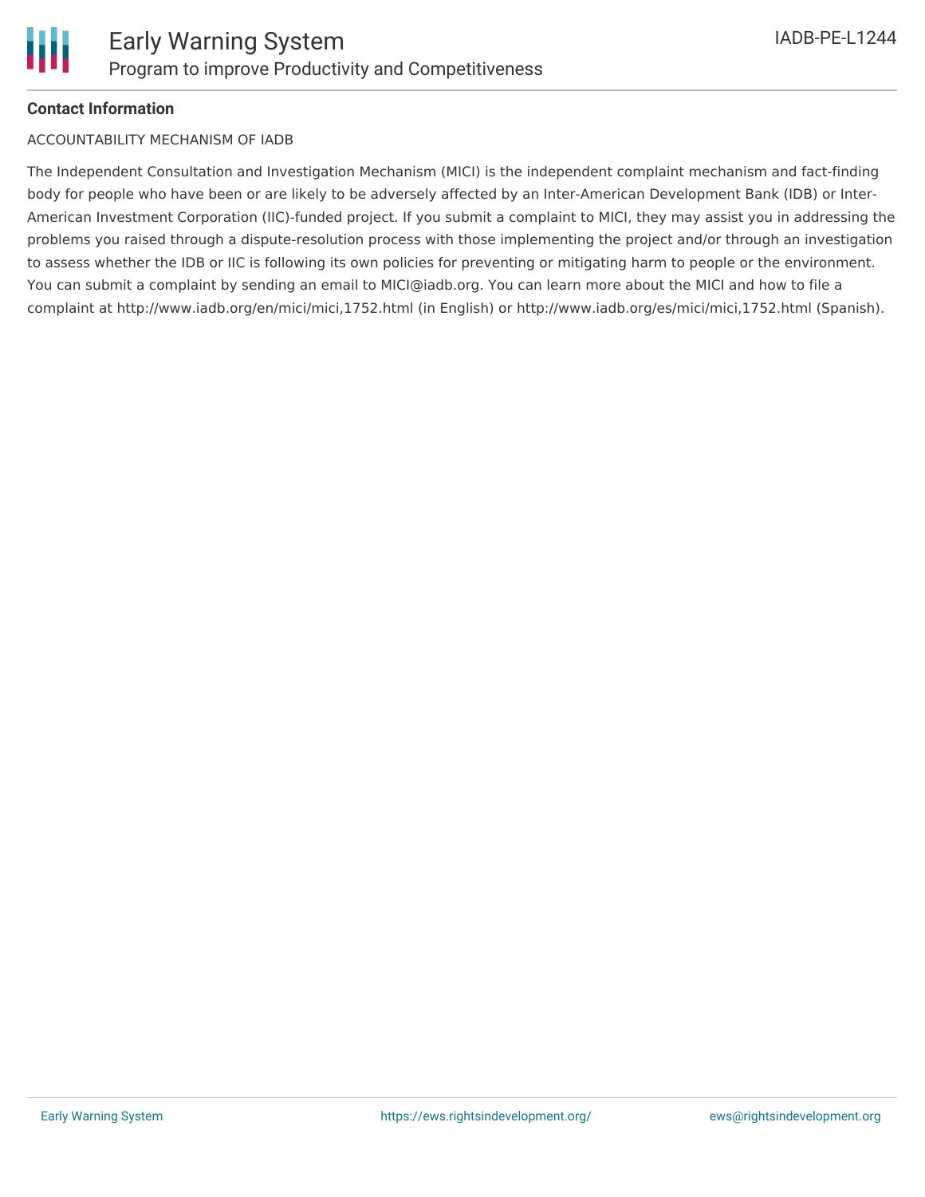**Contact Information**

ACCOUNTABILITY MECHANISM OF IADB

The Independent Consultation and Investigation Mechanism (MICI) is the independent complaint mechanism and fact-finding body for people who have been or are likely to be adversely affected by an Inter-American Development Bank (IDB) or Inter-American Investment Corporation (IIC)-funded project. If you submit a complaint to MICI, they may assist you in addressing the problems you raised through a dispute-resolution process with those implementing the project and/or through an investigation to assess whether the IDB or IIC is following its own policies for preventing or mitigating harm to people or the environment. You can submit a complaint by sending an email to MICI@iadb.org. You can learn more about the MICI and how to file a complaint at http://www.iadb.org/en/mici/mici,1752.html (in English) or http://www.iadb.org/es/mici/mici,1752.html (Spanish).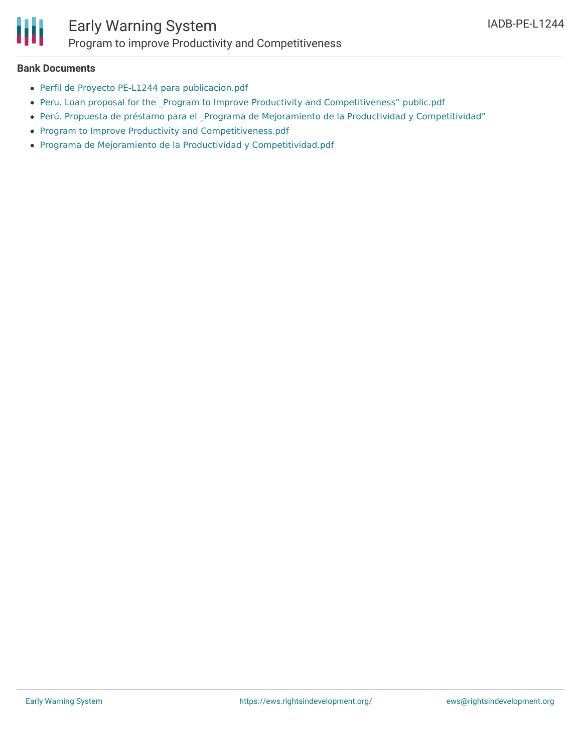### Bank Documents

- Perfil de Proyecto PE-L1244 para publicacion.pdf
- Peru. Loan proposal for the _Program to Improve Productivity and Competitiveness" public.pdf
- Perú. Propuesta de préstamo para el _Programa de Mejoramiento de la Productividad y Competitividad"
- Program to Improve Productivity and Competitiveness.pdf
- Programa de Mejoramiento de la Productividad y Competitividad.pdf